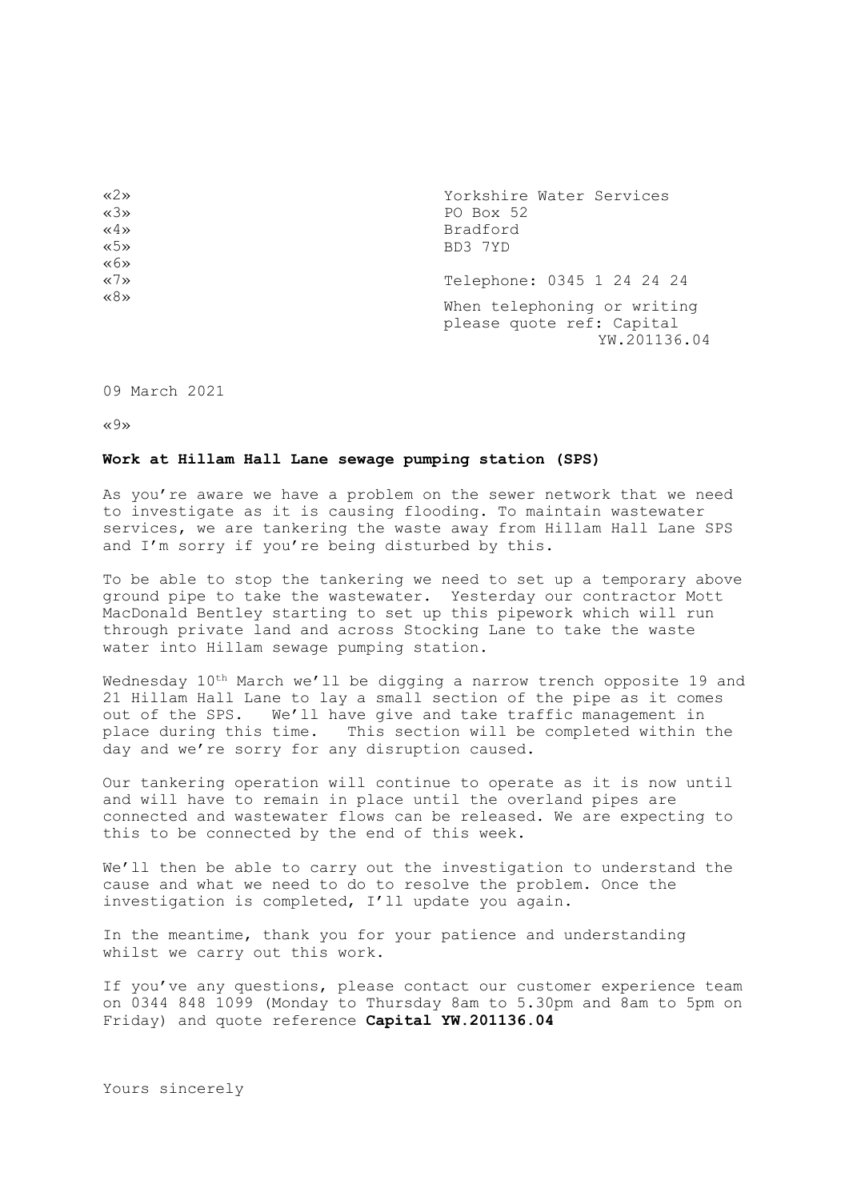«2»
«3»
«4»
«5»
«6»
«7»
«8»

Yorkshire Water Services
PO Box 52
Bradford
BD3 7YD

Telephone: 0345 1 24 24 24

When telephoning or writing please quote ref: Capital YW.201136.04

09 March 2021

«9»

**Work at Hillam Hall Lane sewage pumping station (SPS)**

As you're aware we have a problem on the sewer network that we need to investigate as it is causing flooding. To maintain wastewater services, we are tankering the waste away from Hillam Hall Lane SPS and I'm sorry if you're being disturbed by this.

To be able to stop the tankering we need to set up a temporary above ground pipe to take the wastewater. Yesterday our contractor Mott MacDonald Bentley starting to set up this pipework which will run through private land and across Stocking Lane to take the waste water into Hillam sewage pumping station.

Wednesday 10th March we'll be digging a narrow trench opposite 19 and 21 Hillam Hall Lane to lay a small section of the pipe as it comes out of the SPS. We'll have give and take traffic management in place during this time. This section will be completed within the day and we're sorry for any disruption caused.

Our tankering operation will continue to operate as it is now until and will have to remain in place until the overland pipes are connected and wastewater flows can be released. We are expecting to this to be connected by the end of this week.

We'll then be able to carry out the investigation to understand the cause and what we need to do to resolve the problem. Once the investigation is completed, I'll update you again.

In the meantime, thank you for your patience and understanding whilst we carry out this work.

If you've any questions, please contact our customer experience team on 0344 848 1099 (Monday to Thursday 8am to 5.30pm and 8am to 5pm on Friday) and quote reference **Capital YW.201136.04**

Yours sincerely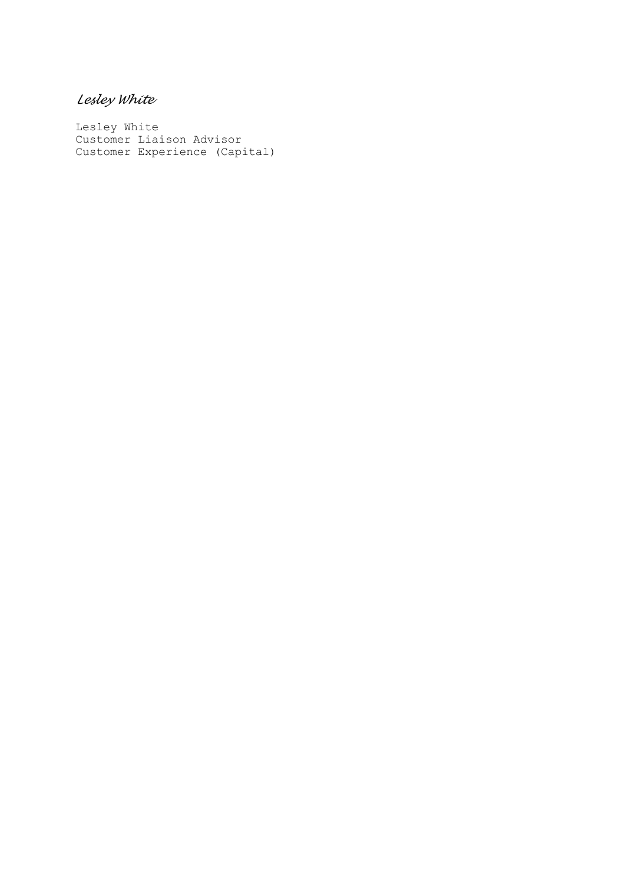*Lesley White*

Lesley White
Customer Liaison Advisor
Customer Experience (Capital)